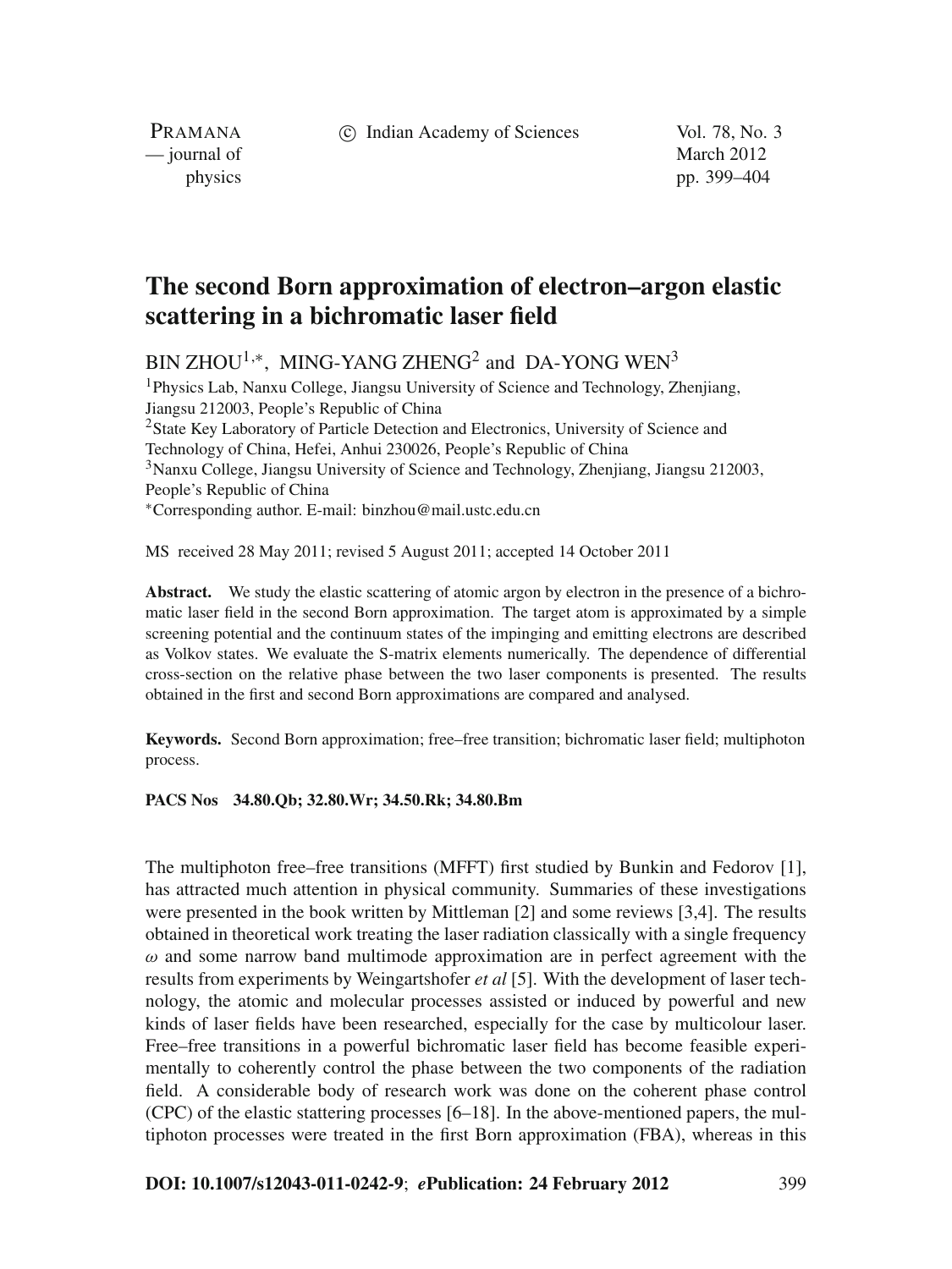# The second Born approximation of electron–argon elastic scattering in a bichromatic laser field

BIN ZHOU[1,*], MING-YANG ZHENG[2] and DA-YONG WEN[3]

[1]Physics Lab, Nanxu College, Jiangsu University of Science and Technology, Zhenjiang, Jiangsu 212003, People's Republic of China
[2]State Key Laboratory of Particle Detection and Electronics, University of Science and Technology of China, Hefei, Anhui 230026, People's Republic of China
[3]Nanxu College, Jiangsu University of Science and Technology, Zhenjiang, Jiangsu 212003, People's Republic of China
[*]Corresponding author. E-mail: binzhou@mail.ustc.edu.cn

MS received 28 May 2011; revised 5 August 2011; accepted 14 October 2011

**Abstract.** We study the elastic scattering of atomic argon by electron in the presence of a bichromatic laser field in the second Born approximation. The target atom is approximated by a simple screening potential and the continuum states of the impinging and emitting electrons are described as Volkov states. We evaluate the S-matrix elements numerically. The dependence of differential cross-section on the relative phase between the two laser components is presented. The results obtained in the first and second Born approximations are compared and analysed.

**Keywords.** Second Born approximation; free–free transition; bichromatic laser field; multiphoton process.

**PACS Nos 34.80.Qb; 32.80.Wr; 34.50.Rk; 34.80.Bm**

The multiphoton free–free transitions (MFFT) first studied by Bunkin and Fedorov [1], has attracted much attention in physical community. Summaries of these investigations were presented in the book written by Mittleman [2] and some reviews [3,4]. The results obtained in theoretical work treating the laser radiation classically with a single frequency $\omega$ and some narrow band multimode approximation are in perfect agreement with the results from experiments by Weingartshofer *et al* [5]. With the development of laser technology, the atomic and molecular processes assisted or induced by powerful and new kinds of laser fields have been researched, especially for the case by multicolour laser. Free–free transitions in a powerful bichromatic laser field has become feasible experimentally to coherently control the phase between the two components of the radiation field. A considerable body of research work was done on the coherent phase control (CPC) of the elastic stattering processes [6–18]. In the above-mentioned papers, the multiphoton processes were treated in the first Born approximation (FBA), whereas in this

**DOI: 10.1007/s12043-011-0242-9**; ***e*Publication: 24 February 2012**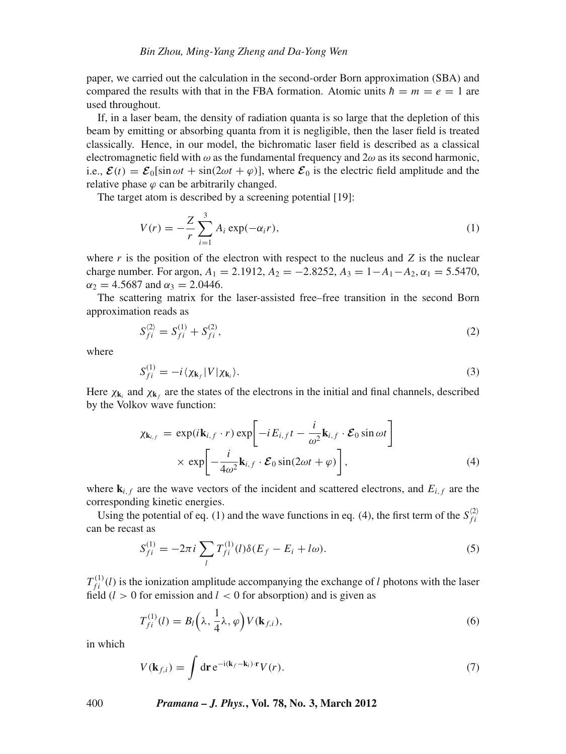paper, we carried out the calculation in the second-order Born approximation (SBA) and compared the results with that in the FBA formation. Atomic units $\hbar = m = e = 1$ are used throughout.

If, in a laser beam, the density of radiation quanta is so large that the depletion of this beam by emitting or absorbing quanta from it is negligible, then the laser field is treated classically. Hence, in our model, the bichromatic laser field is described as a classical electromagnetic field with $\omega$ as the fundamental frequency and $2\omega$ as its second harmonic, i.e., $\boldsymbol{\mathcal{E}}(t) = \boldsymbol{\mathcal{E}}_0[\sin \omega t + \sin(2\omega t + \varphi)]$, where $\boldsymbol{\mathcal{E}}_0$ is the electric field amplitude and the relative phase $\varphi$ can be arbitrarily changed.

The target atom is described by a screening potential [19]:

$$V(r) = -\frac{Z}{r} \sum_{i=1}^{3} A_i \exp(-\alpha_i r), \tag{1}$$

where $r$ is the position of the electron with respect to the nucleus and $Z$ is the nuclear charge number. For argon, $A_1 = 2.1912$, $A_2 = -2.8252$, $A_3 = 1-A_1-A_2$, $\alpha_1 = 5.5470$, $\alpha_2 = 4.5687$ and $\alpha_3 = 2.0446$.

The scattering matrix for the laser-assisted free–free transition in the second Born approximation reads as

$$S_{fi}^{\langle 2 \rangle} = S_{fi}^{(1)} + S_{fi}^{(2)}, \tag{2}$$

where

$$S_{fi}^{(1)} = -i \langle \chi_{\mathbf{k}_f} | V | \chi_{\mathbf{k}_i} \rangle. \tag{3}$$

Here $\chi_{\mathbf{k}_i}$ and $\chi_{\mathbf{k}_f}$ are the states of the electrons in the initial and final channels, described by the Volkov wave function:

$$\begin{aligned} \chi_{\mathbf{k}_{i,f}} &= \exp(i\mathbf{k}_{i,f} \cdot r) \exp\left[-iE_{i,f}t - \frac{i}{\omega^2}\mathbf{k}_{i,f} \cdot \boldsymbol{\mathcal{E}}_0 \sin \omega t\right] \\ &\quad \times \exp\left[-\frac{i}{4\omega^2}\mathbf{k}_{i,f} \cdot \boldsymbol{\mathcal{E}}_0 \sin(2\omega t + \varphi)\right], \end{aligned} \tag{4}$$

where $\mathbf{k}_{i,f}$ are the wave vectors of the incident and scattered electrons, and $E_{i,f}$ are the corresponding kinetic energies.

Using the potential of eq. (1) and the wave functions in eq. (4), the first term of the $S_{fi}^{\langle 2 \rangle}$ can be recast as

$$S_{fi}^{(1)} = -2\pi i \sum_{l} T_{fi}^{(1)}(l) \delta(E_f - E_i + l\omega). \tag{5}$$

$T_{fi}^{(1)}(l)$ is the ionization amplitude accompanying the exchange of $l$ photons with the laser field ($l > 0$ for emission and $l < 0$ for absorption) and is given as

$$T_{fi}^{(1)}(l) = B_l\left(\lambda, \frac{1}{4}\lambda, \varphi\right) V(\mathbf{k}_{f,i}), \tag{6}$$

in which

$$V(\mathbf{k}_{f,i}) = \int \mathrm{d}\mathbf{r}\, \mathrm{e}^{-\mathrm{i}(\mathbf{k}_f - \mathbf{k}_i)\cdot \mathbf{r}} V(r). \tag{7}$$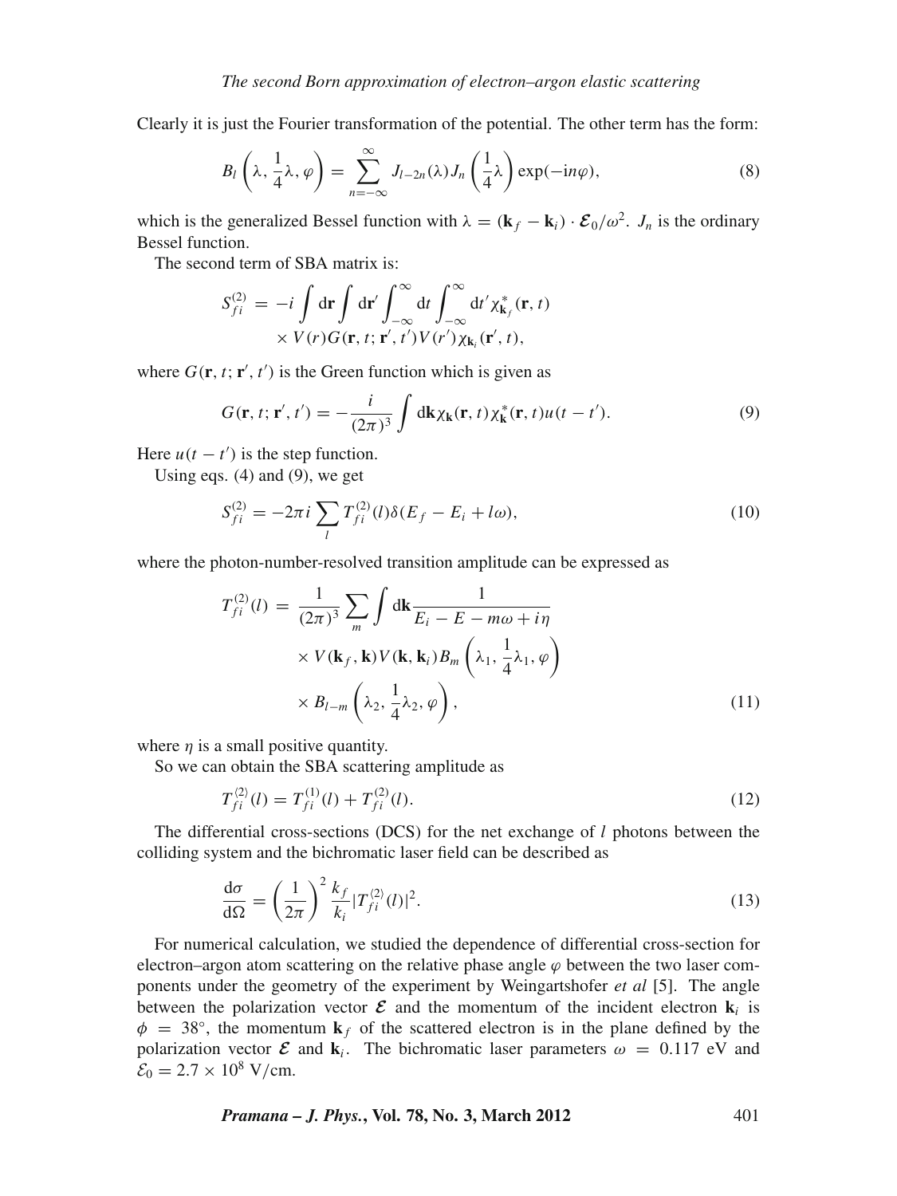Clearly it is just the Fourier transformation of the potential. The other term has the form:

$$B_l\left(\lambda, \frac{1}{4}\lambda, \varphi\right) = \sum_{n=-\infty}^{\infty} J_{l-2n}(\lambda) J_n\left(\frac{1}{4}\lambda\right) \exp(-\mathrm{i}n\varphi), \tag{8}$$

which is the generalized Bessel function with $\lambda = (\mathbf{k}_f - \mathbf{k}_i) \cdot \boldsymbol{\mathcal{E}}_0/\omega^2$. $J_n$ is the ordinary Bessel function.

The second term of SBA matrix is:

$$\begin{aligned} S_{fi}^{(2)} = &-i \int \mathrm{d}\mathbf{r} \int \mathrm{d}\mathbf{r}' \int_{-\infty}^{\infty} \mathrm{d}t \int_{-\infty}^{\infty} \mathrm{d}t' \chi_{\mathbf{k}_f}^*(\mathbf{r}, t) \\ &\times V(r) G(\mathbf{r}, t; \mathbf{r}', t') V(r') \chi_{\mathbf{k}_i}(\mathbf{r}', t), \end{aligned}$$

where $G(\mathbf{r}, t; \mathbf{r}', t')$ is the Green function which is given as

$$G(\mathbf{r}, t; \mathbf{r}', t') = -\frac{i}{(2\pi)^3} \int \mathrm{d}\mathbf{k} \chi_{\mathbf{k}}(\mathbf{r}, t) \chi_{\mathbf{k}}^*(\mathbf{r}, t) u(t - t'). \tag{9}$$

Here $u(t - t')$ is the step function.

Using eqs. (4) and (9), we get

$$S_{fi}^{(2)} = -2\pi i \sum_l T_{fi}^{(2)}(l) \delta(E_f - E_i + l\omega), \tag{10}$$

where the photon-number-resolved transition amplitude can be expressed as

$$\begin{aligned} T_{fi}^{(2)}(l) = &\frac{1}{(2\pi)^3} \sum_m \int \mathrm{d}\mathbf{k} \frac{1}{E_i - E - m\omega + i\eta} \\ &\times V(\mathbf{k}_f, \mathbf{k}) V(\mathbf{k}, \mathbf{k}_i) B_m\left(\lambda_1, \frac{1}{4}\lambda_1, \varphi\right) \\ &\times B_{l-m}\left(\lambda_2, \frac{1}{4}\lambda_2, \varphi\right), \end{aligned} \tag{11}$$

where $\eta$ is a small positive quantity.

So we can obtain the SBA scattering amplitude as

$$T_{fi}^{\langle 2 \rangle}(l) = T_{fi}^{(1)}(l) + T_{fi}^{(2)}(l). \tag{12}$$

The differential cross-sections (DCS) for the net exchange of $l$ photons between the colliding system and the bichromatic laser field can be described as

$$\frac{\mathrm{d}\sigma}{\mathrm{d}\Omega} = \left(\frac{1}{2\pi}\right)^2 \frac{k_f}{k_i} |T_{fi}^{\langle 2 \rangle}(l)|^2. \tag{13}$$

For numerical calculation, we studied the dependence of differential cross-section for electron–argon atom scattering on the relative phase angle $\varphi$ between the two laser components under the geometry of the experiment by Weingartshofer *et al* [5]. The angle between the polarization vector $\boldsymbol{\mathcal{E}}$ and the momentum of the incident electron $\mathbf{k}_i$ is $\phi = 38^\circ$, the momentum $\mathbf{k}_f$ of the scattered electron is in the plane defined by the polarization vector $\boldsymbol{\mathcal{E}}$ and $\mathbf{k}_i$. The bichromatic laser parameters $\omega = 0.117$ eV and $\mathcal{E}_0 = 2.7 \times 10^8$ V/cm.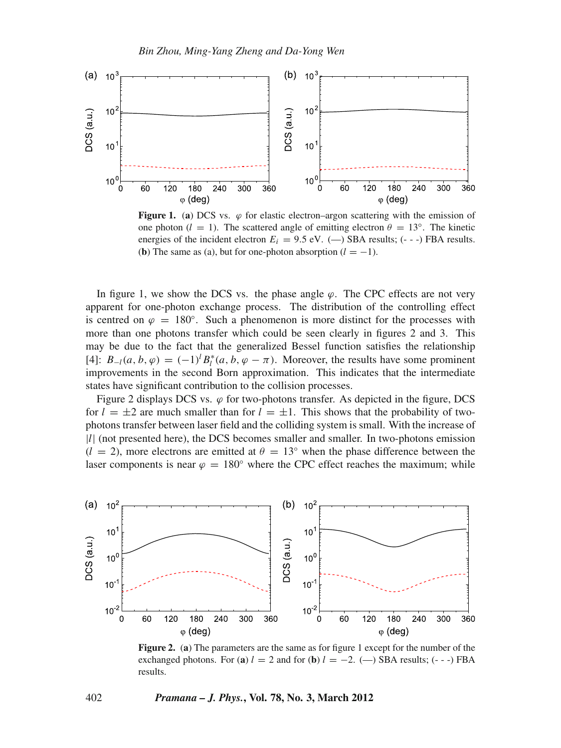**Figure 1.** (**a**) DCS vs. $\varphi$ for elastic electron–argon scattering with the emission of one photon ($l = 1$). The scattered angle of emitting electron $\theta = 13°$. The kinetic energies of the incident electron $E_i = 9.5$ eV. (—) SBA results; (- - -) FBA results. (**b**) The same as (a), but for one-photon absorption ($l = -1$).

In figure 1, we show the DCS vs. the phase angle $\varphi$. The CPC effects are not very apparent for one-photon exchange process. The distribution of the controlling effect is centred on $\varphi = 180°$. Such a phenomenon is more distinct for the processes with more than one photons transfer which could be seen clearly in figures 2 and 3. This may be due to the fact that the generalized Bessel function satisfies the relationship [4]: $B_{-l}(a, b, \varphi) = (-1)^l B_l^*(a, b, \varphi - \pi)$. Moreover, the results have some prominent improvements in the second Born approximation. This indicates that the intermediate states have significant contribution to the collision processes.

Figure 2 displays DCS vs. $\varphi$ for two-photons transfer. As depicted in the figure, DCS for $l = \pm 2$ are much smaller than for $l = \pm 1$. This shows that the probability of two-photons transfer between laser field and the colliding system is small. With the increase of $|l|$ (not presented here), the DCS becomes smaller and smaller. In two-photons emission ($l = 2$), more electrons are emitted at $\theta = 13°$ when the phase difference between the laser components is near $\varphi = 180°$ where the CPC effect reaches the maximum; while

**Figure 2.** (**a**) The parameters are the same as for figure 1 except for the number of the exchanged photons. For (**a**) $l = 2$ and for (**b**) $l = -2$. (—) SBA results; (- - -) FBA results.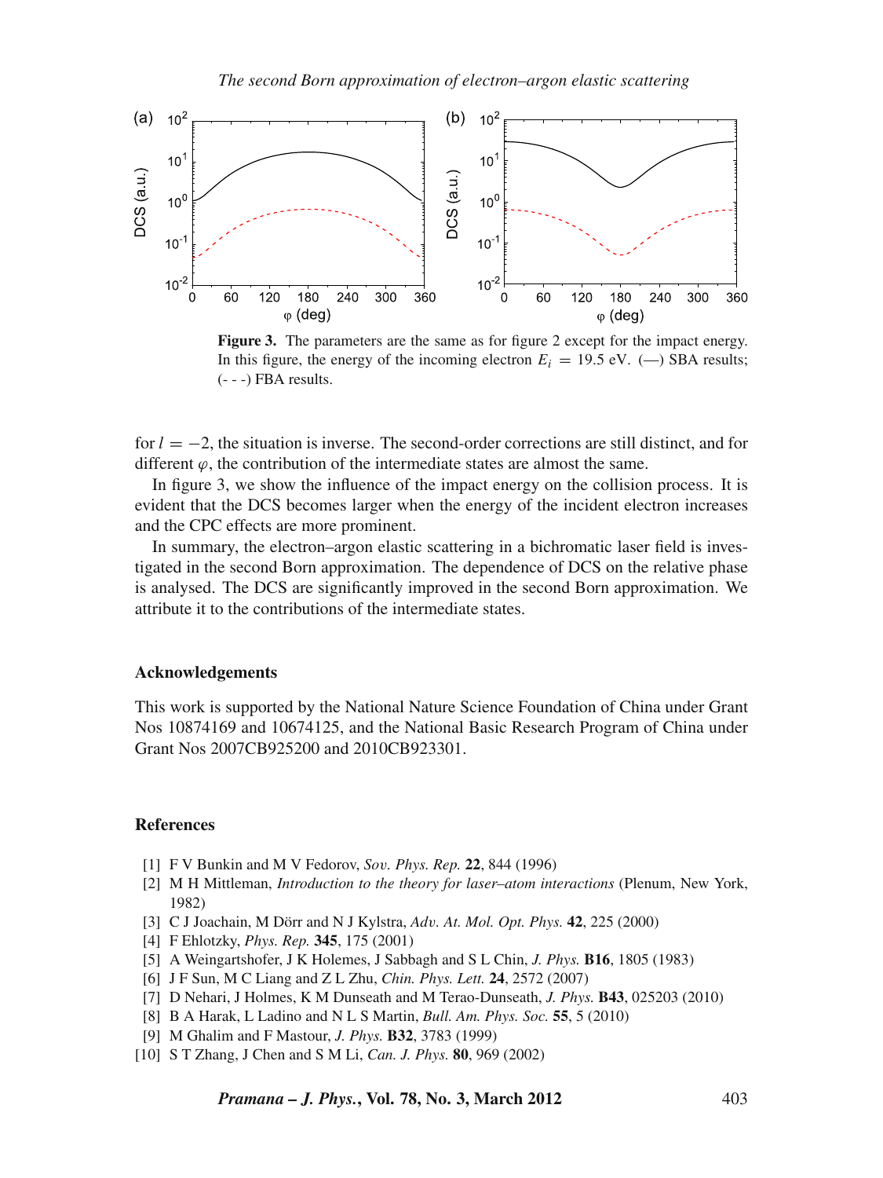**Figure 3.** The parameters are the same as for figure 2 except for the impact energy. In this figure, the energy of the incoming electron $E_i = 19.5$ eV. (—) SBA results; (- - -) FBA results.

for $l = -2$, the situation is inverse. The second-order corrections are still distinct, and for different $\varphi$, the contribution of the intermediate states are almost the same.

In figure 3, we show the influence of the impact energy on the collision process. It is evident that the DCS becomes larger when the energy of the incident electron increases and the CPC effects are more prominent.

In summary, the electron–argon elastic scattering in a bichromatic laser field is investigated in the second Born approximation. The dependence of DCS on the relative phase is analysed. The DCS are significantly improved in the second Born approximation. We attribute it to the contributions of the intermediate states.

## Acknowledgements

This work is supported by the National Nature Science Foundation of China under Grant Nos 10874169 and 10674125, and the National Basic Research Program of China under Grant Nos 2007CB925200 and 2010CB923301.

## References

[1] F V Bunkin and M V Fedorov, *Sov. Phys. Rep.* **22**, 844 (1996)
[2] M H Mittleman, *Introduction to the theory for laser–atom interactions* (Plenum, New York, 1982)
[3] C J Joachain, M Dörr and N J Kylstra, *Adv. At. Mol. Opt. Phys.* **42**, 225 (2000)
[4] F Ehlotzky, *Phys. Rep.* **345**, 175 (2001)
[5] A Weingartshofer, J K Holemes, J Sabbagh and S L Chin, *J. Phys.* **B16**, 1805 (1983)
[6] J F Sun, M C Liang and Z L Zhu, *Chin. Phys. Lett.* **24**, 2572 (2007)
[7] D Nehari, J Holmes, K M Dunseath and M Terao-Dunseath, *J. Phys.* **B43**, 025203 (2010)
[8] B A Harak, L Ladino and N L S Martin, *Bull. Am. Phys. Soc.* **55**, 5 (2010)
[9] M Ghalim and F Mastour, *J. Phys.* **B32**, 3783 (1999)
[10] S T Zhang, J Chen and S M Li, *Can. J. Phys.* **80**, 969 (2002)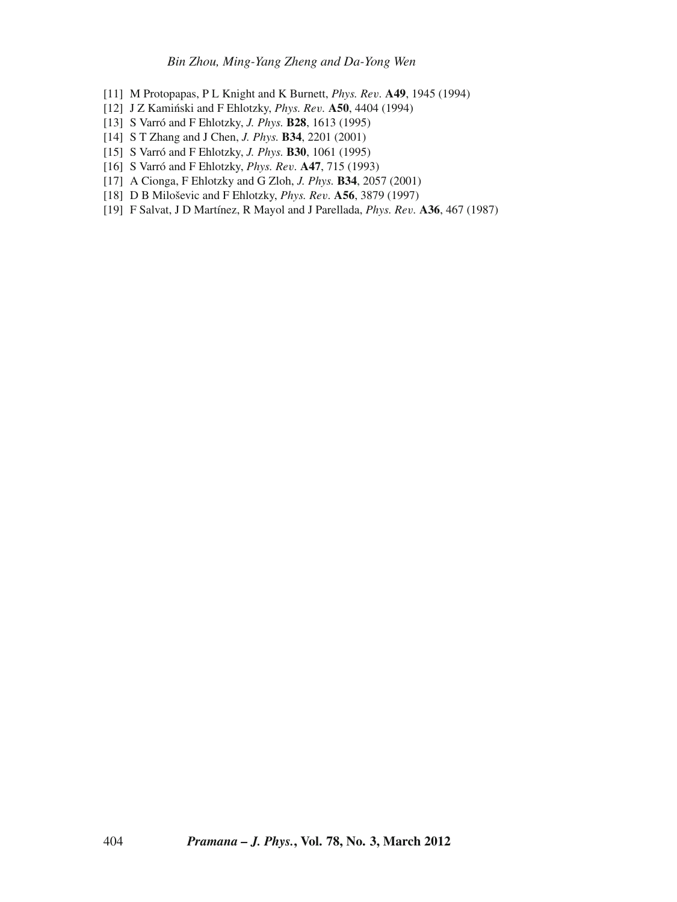[11] M Protopapas, P L Knight and K Burnett, *Phys. Rev.* **A49**, 1945 (1994)
[12] J Z Kamiński and F Ehlotzky, *Phys. Rev.* **A50**, 4404 (1994)
[13] S Varró and F Ehlotzky, *J. Phys.* **B28**, 1613 (1995)
[14] S T Zhang and J Chen, *J. Phys.* **B34**, 2201 (2001)
[15] S Varró and F Ehlotzky, *J. Phys.* **B30**, 1061 (1995)
[16] S Varró and F Ehlotzky, *Phys. Rev.* **A47**, 715 (1993)
[17] A Cionga, F Ehlotzky and G Zloh, *J. Phys.* **B34**, 2057 (2001)
[18] D B Miloševic and F Ehlotzky, *Phys. Rev.* **A56**, 3879 (1997)
[19] F Salvat, J D Martínez, R Mayol and J Parellada, *Phys. Rev.* **A36**, 467 (1987)